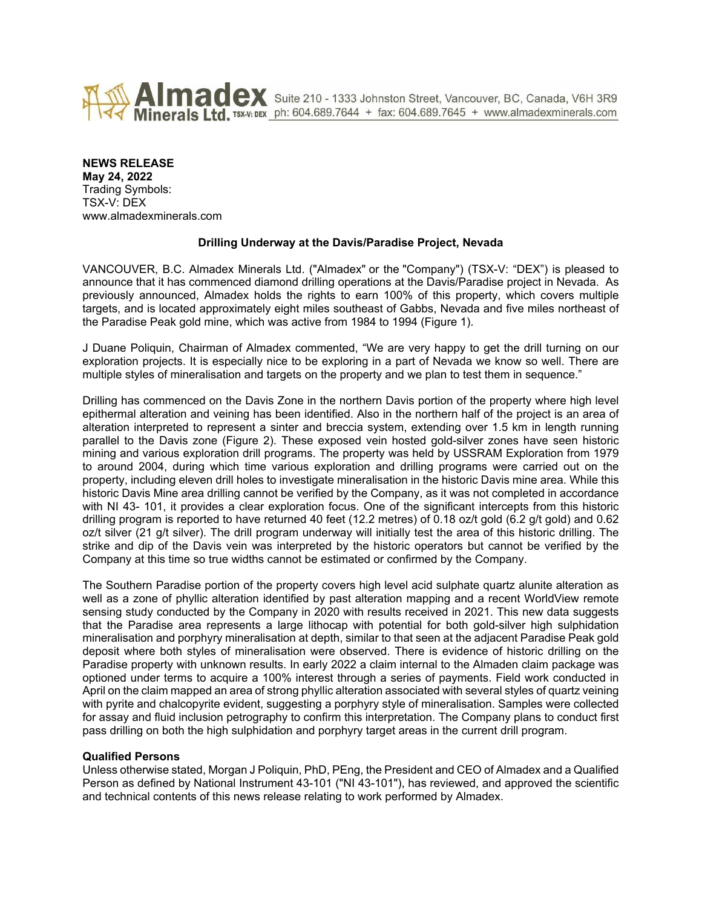Almadex Minerals Ltd. TSX-V: DEX Suite 210 - 1333 Johnston Street, Vancouver, BC, Canada, V6H 3R9 ph: 604.689.7644 + fax: 604.689.7645 + www.almadexminerals.com

**NEWS RELEASE**
**May 24, 2022**
Trading Symbols:
TSX-V: DEX
www.almadexminerals.com

**Drilling Underway at the Davis/Paradise Project, Nevada**

VANCOUVER, B.C. Almadex Minerals Ltd. ("Almadex" or the "Company") (TSX-V: "DEX") is pleased to announce that it has commenced diamond drilling operations at the Davis/Paradise project in Nevada. As previously announced, Almadex holds the rights to earn 100% of this property, which covers multiple targets, and is located approximately eight miles southeast of Gabbs, Nevada and five miles northeast of the Paradise Peak gold mine, which was active from 1984 to 1994 (Figure 1).

J Duane Poliquin, Chairman of Almadex commented, "We are very happy to get the drill turning on our exploration projects. It is especially nice to be exploring in a part of Nevada we know so well. There are multiple styles of mineralisation and targets on the property and we plan to test them in sequence."

Drilling has commenced on the Davis Zone in the northern Davis portion of the property where high level epithermal alteration and veining has been identified. Also in the northern half of the project is an area of alteration interpreted to represent a sinter and breccia system, extending over 1.5 km in length running parallel to the Davis zone (Figure 2). These exposed vein hosted gold-silver zones have seen historic mining and various exploration drill programs. The property was held by USSRAM Exploration from 1979 to around 2004, during which time various exploration and drilling programs were carried out on the property, including eleven drill holes to investigate mineralisation in the historic Davis mine area. While this historic Davis Mine area drilling cannot be verified by the Company, as it was not completed in accordance with NI 43- 101, it provides a clear exploration focus. One of the significant intercepts from this historic drilling program is reported to have returned 40 feet (12.2 metres) of 0.18 oz/t gold (6.2 g/t gold) and 0.62 oz/t silver (21 g/t silver). The drill program underway will initially test the area of this historic drilling. The strike and dip of the Davis vein was interpreted by the historic operators but cannot be verified by the Company at this time so true widths cannot be estimated or confirmed by the Company.

The Southern Paradise portion of the property covers high level acid sulphate quartz alunite alteration as well as a zone of phyllic alteration identified by past alteration mapping and a recent WorldView remote sensing study conducted by the Company in 2020 with results received in 2021. This new data suggests that the Paradise area represents a large lithocap with potential for both gold-silver high sulphidation mineralisation and porphyry mineralisation at depth, similar to that seen at the adjacent Paradise Peak gold deposit where both styles of mineralisation were observed. There is evidence of historic drilling on the Paradise property with unknown results. In early 2022 a claim internal to the Almaden claim package was optioned under terms to acquire a 100% interest through a series of payments. Field work conducted in April on the claim mapped an area of strong phyllic alteration associated with several styles of quartz veining with pyrite and chalcopyrite evident, suggesting a porphyry style of mineralisation. Samples were collected for assay and fluid inclusion petrography to confirm this interpretation. The Company plans to conduct first pass drilling on both the high sulphidation and porphyry target areas in the current drill program.

**Qualified Persons**
Unless otherwise stated, Morgan J Poliquin, PhD, PEng, the President and CEO of Almadex and a Qualified Person as defined by National Instrument 43-101 ("NI 43-101"), has reviewed, and approved the scientific and technical contents of this news release relating to work performed by Almadex.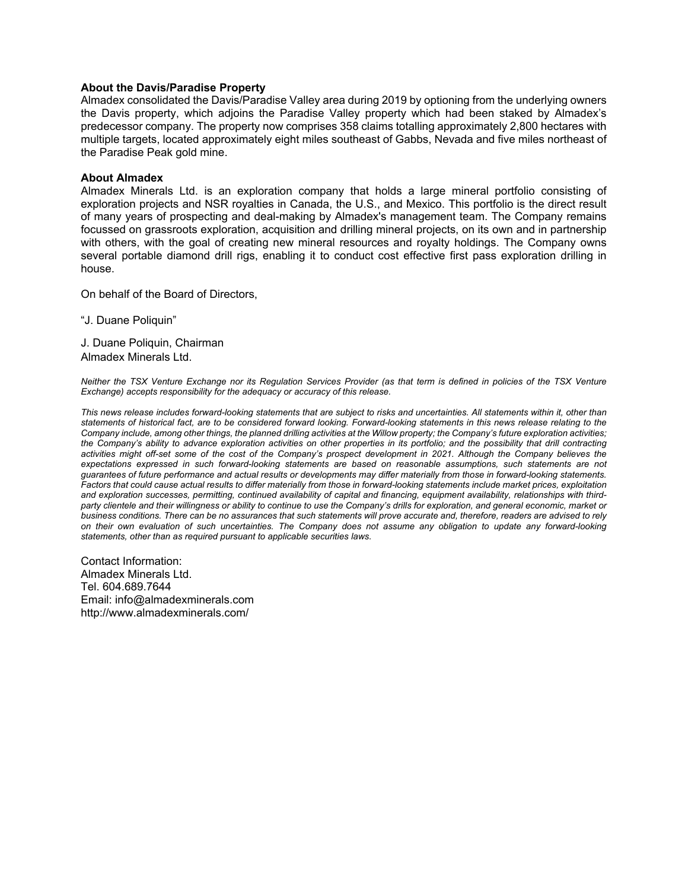**About the Davis/Paradise Property**

Almadex consolidated the Davis/Paradise Valley area during 2019 by optioning from the underlying owners the Davis property, which adjoins the Paradise Valley property which had been staked by Almadex's predecessor company. The property now comprises 358 claims totalling approximately 2,800 hectares with multiple targets, located approximately eight miles southeast of Gabbs, Nevada and five miles northeast of the Paradise Peak gold mine.

**About Almadex**

Almadex Minerals Ltd. is an exploration company that holds a large mineral portfolio consisting of exploration projects and NSR royalties in Canada, the U.S., and Mexico. This portfolio is the direct result of many years of prospecting and deal-making by Almadex's management team. The Company remains focussed on grassroots exploration, acquisition and drilling mineral projects, on its own and in partnership with others, with the goal of creating new mineral resources and royalty holdings. The Company owns several portable diamond drill rigs, enabling it to conduct cost effective first pass exploration drilling in house.

On behalf of the Board of Directors,

"J. Duane Poliquin"

J. Duane Poliquin, Chairman
Almadex Minerals Ltd.

*Neither the TSX Venture Exchange nor its Regulation Services Provider (as that term is defined in policies of the TSX Venture Exchange) accepts responsibility for the adequacy or accuracy of this release.*

*This news release includes forward-looking statements that are subject to risks and uncertainties. All statements within it, other than statements of historical fact, are to be considered forward looking. Forward-looking statements in this news release relating to the Company include, among other things, the planned drilling activities at the Willow property; the Company's future exploration activities; the Company's ability to advance exploration activities on other properties in its portfolio; and the possibility that drill contracting activities might off-set some of the cost of the Company's prospect development in 2021. Although the Company believes the expectations expressed in such forward-looking statements are based on reasonable assumptions, such statements are not guarantees of future performance and actual results or developments may differ materially from those in forward-looking statements. Factors that could cause actual results to differ materially from those in forward-looking statements include market prices, exploitation and exploration successes, permitting, continued availability of capital and financing, equipment availability, relationships with third-party clientele and their willingness or ability to continue to use the Company's drills for exploration, and general economic, market or business conditions. There can be no assurances that such statements will prove accurate and, therefore, readers are advised to rely on their own evaluation of such uncertainties. The Company does not assume any obligation to update any forward-looking statements, other than as required pursuant to applicable securities laws.*

Contact Information:
Almadex Minerals Ltd.
Tel. 604.689.7644
Email: info@almadexminerals.com
http://www.almadexminerals.com/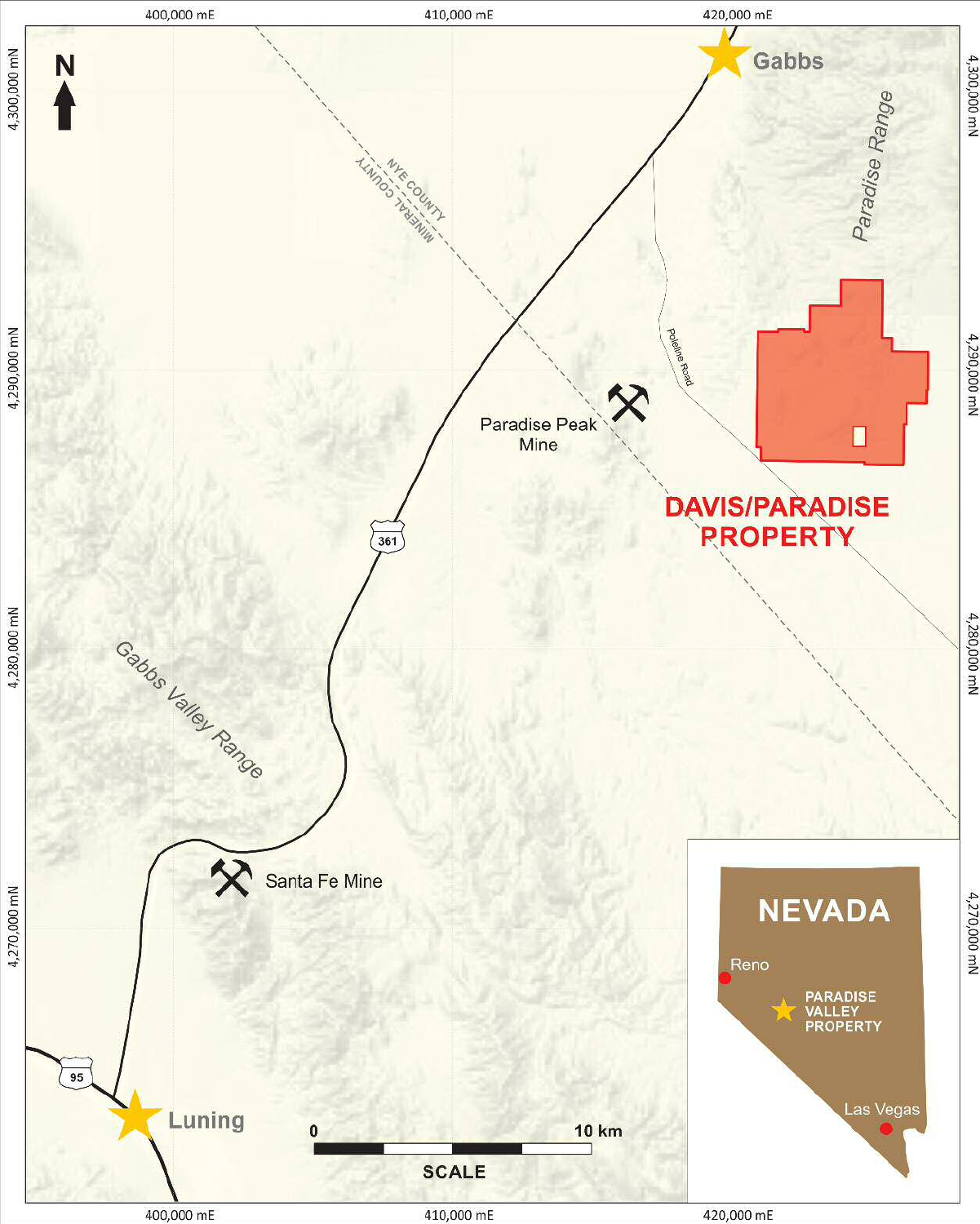400,000 mE | 410,000 mE | 420,000 mE

4,300,000 mN | 4,290,000 mN | 4,280,000 mN | 4,270,000 mN

N

Gabbs

Paradise Range

NYE COUNTY

MINERAL COUNTY

Poleline Road

Paradise Peak Mine

**DAVIS/PARADISE PROPERTY**

361

Gabbs Valley Range

Santa Fe Mine

95

Luning

0 — 10 km

SCALE

NEVADA

Reno

PARADISE VALLEY PROPERTY

Las Vegas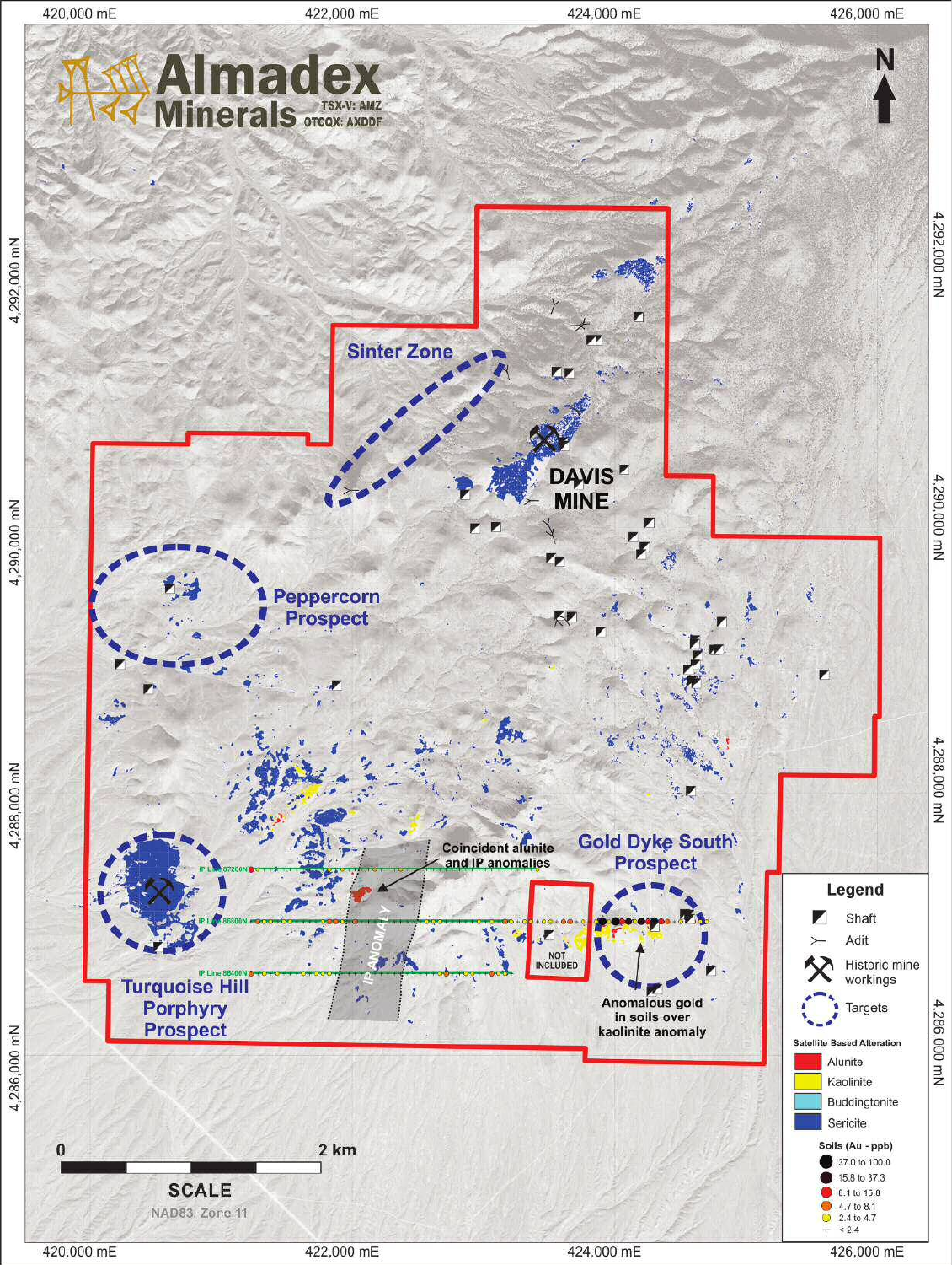Almadex Minerals

TSX-V: AMZ

OTCQX: AXDDF

N

420,000 mE

422,000 mE

424,000 mE

426,000 mE

4,292,000 mN

4,290,000 mN

4,288,000 mN

4,286,000 mN

Sinter Zone

DAVIS MINE

Peppercorn Prospect

Gold Dyke South Prospect

Coincident alunite and IP anomalies

IP Line 87200N

IP Line 86800N

IP Line 86400N

IP ANOMALY

NOT INCLUDED

Anomalous gold in soils over kaolinite anomaly

Turquoise Hill Porphyry Prospect

0

2 km

SCALE

NAD83, Zone 11

Legend

Shaft

Adit

Historic mine workings

Targets

Satellite Based Alteration

Alunite

Kaolinite

Buddingtonite

Sericite

Soils (Au - ppb)

37.0 to 100.0

15.8 to 37.3

8.1 to 15.8

4.7 to 8.1

2.4 to 4.7

< 2.4